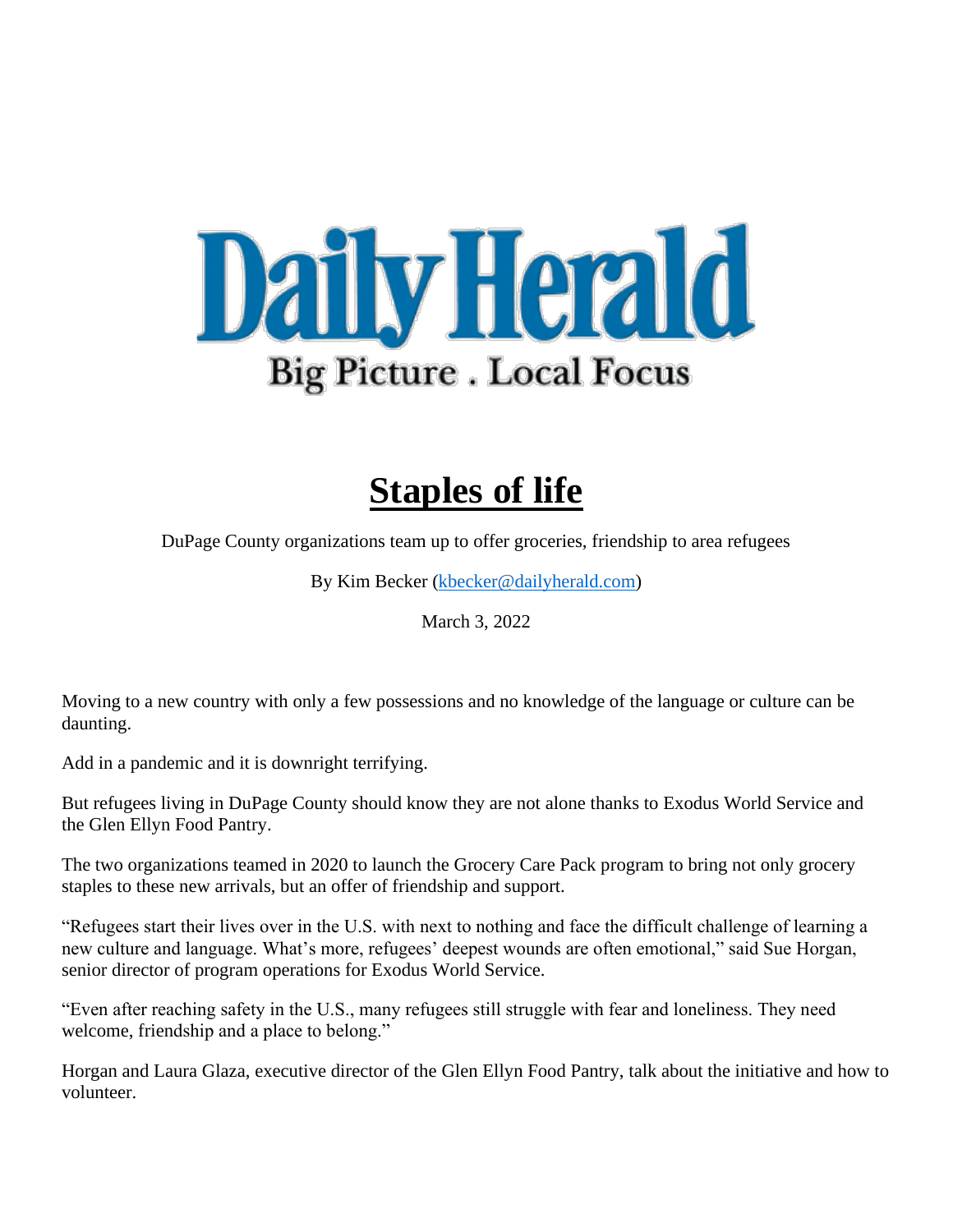Daily Herald

Big Picture . Local Focus

# Staples of life

DuPage County organizations team up to offer groceries, friendship to area refugees

By Kim Becker (kbecker@dailyherald.com)

March 3, 2022

Moving to a new country with only a few possessions and no knowledge of the language or culture can be daunting.

Add in a pandemic and it is downright terrifying.

But refugees living in DuPage County should know they are not alone thanks to Exodus World Service and the Glen Ellyn Food Pantry.

The two organizations teamed in 2020 to launch the Grocery Care Pack program to bring not only grocery staples to these new arrivals, but an offer of friendship and support.

"Refugees start their lives over in the U.S. with next to nothing and face the difficult challenge of learning a new culture and language. What's more, refugees' deepest wounds are often emotional," said Sue Horgan, senior director of program operations for Exodus World Service.

"Even after reaching safety in the U.S., many refugees still struggle with fear and loneliness. They need welcome, friendship and a place to belong."

Horgan and Laura Glaza, executive director of the Glen Ellyn Food Pantry, talk about the initiative and how to volunteer.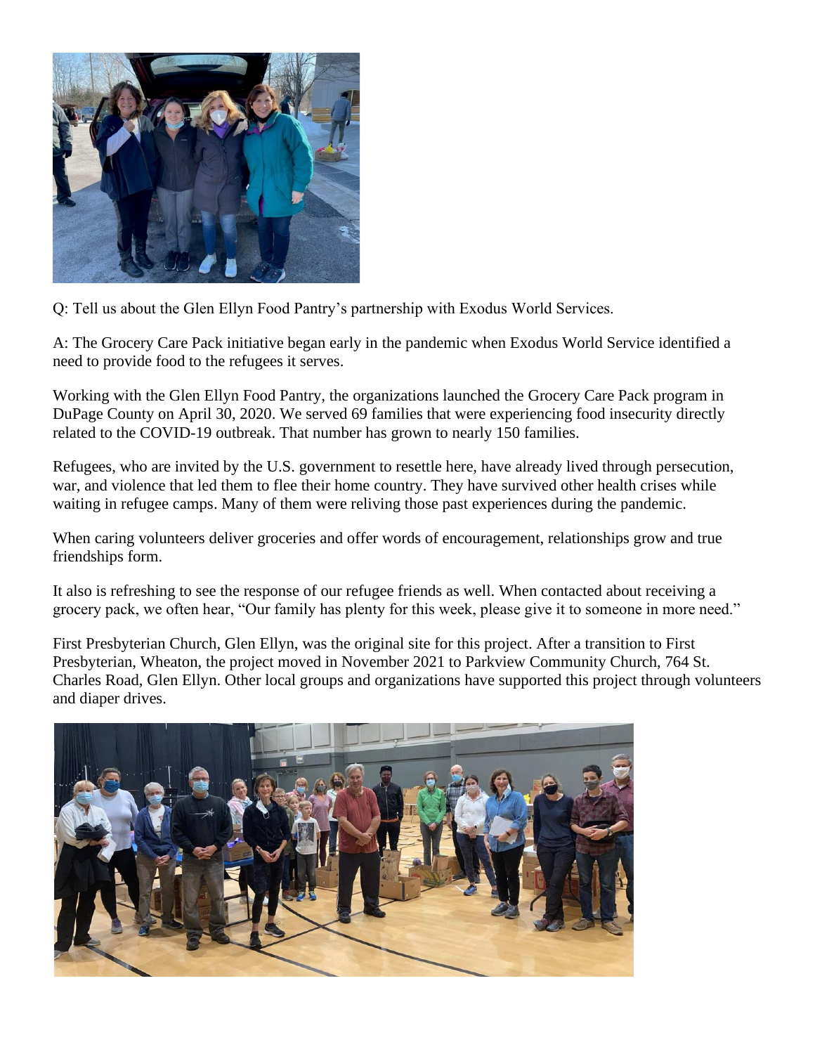Q: Tell us about the Glen Ellyn Food Pantry's partnership with Exodus World Services.

A: The Grocery Care Pack initiative began early in the pandemic when Exodus World Service identified a need to provide food to the refugees it serves.

Working with the Glen Ellyn Food Pantry, the organizations launched the Grocery Care Pack program in DuPage County on April 30, 2020. We served 69 families that were experiencing food insecurity directly related to the COVID-19 outbreak. That number has grown to nearly 150 families.

Refugees, who are invited by the U.S. government to resettle here, have already lived through persecution, war, and violence that led them to flee their home country. They have survived other health crises while waiting in refugee camps. Many of them were reliving those past experiences during the pandemic.

When caring volunteers deliver groceries and offer words of encouragement, relationships grow and true friendships form.

It also is refreshing to see the response of our refugee friends as well. When contacted about receiving a grocery pack, we often hear, "Our family has plenty for this week, please give it to someone in more need."

First Presbyterian Church, Glen Ellyn, was the original site for this project. After a transition to First Presbyterian, Wheaton, the project moved in November 2021 to Parkview Community Church, 764 St. Charles Road, Glen Ellyn. Other local groups and organizations have supported this project through volunteers and diaper drives.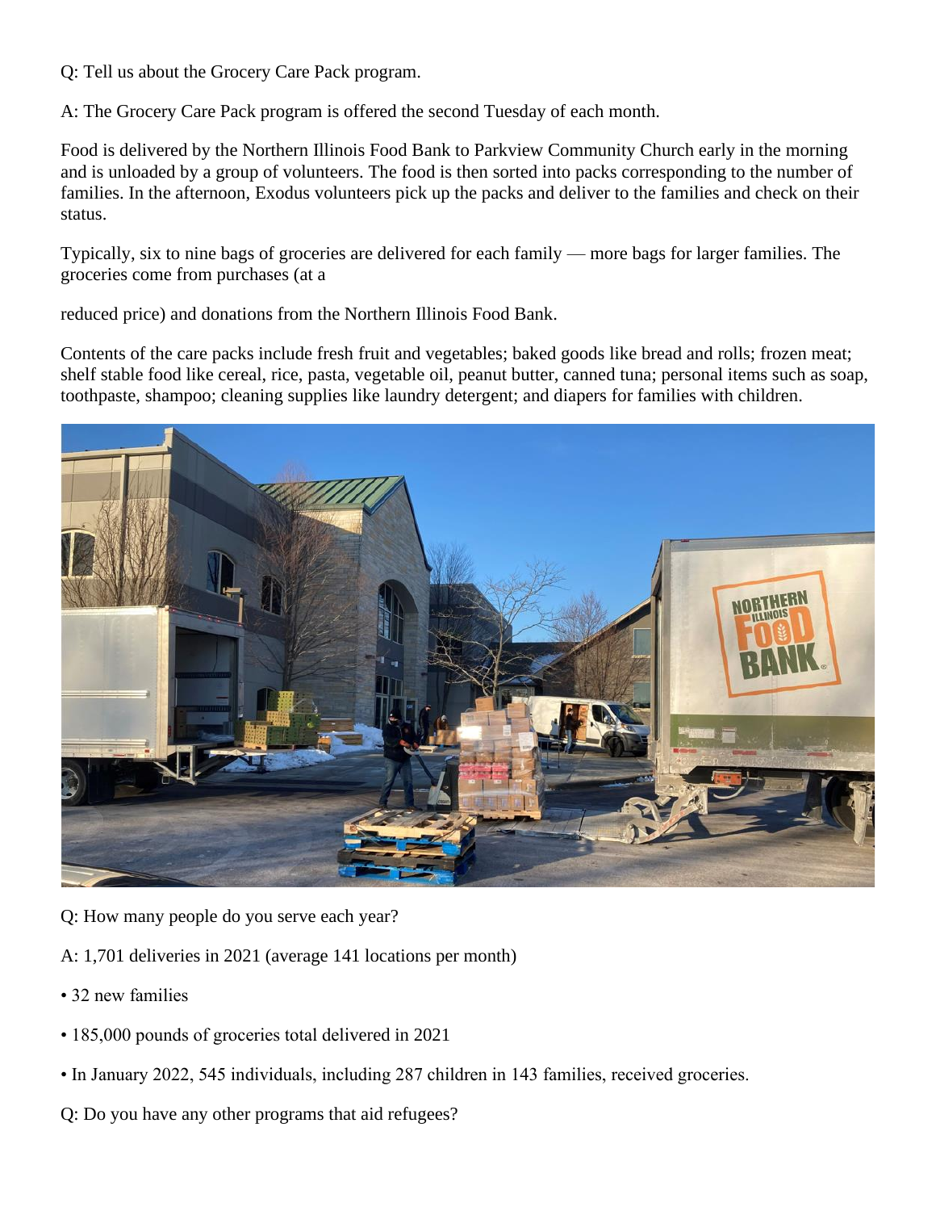Q: Tell us about the Grocery Care Pack program.

A: The Grocery Care Pack program is offered the second Tuesday of each month.

Food is delivered by the Northern Illinois Food Bank to Parkview Community Church early in the morning and is unloaded by a group of volunteers. The food is then sorted into packs corresponding to the number of families. In the afternoon, Exodus volunteers pick up the packs and deliver to the families and check on their status.

Typically, six to nine bags of groceries are delivered for each family — more bags for larger families. The groceries come from purchases (at a

reduced price) and donations from the Northern Illinois Food Bank.

Contents of the care packs include fresh fruit and vegetables; baked goods like bread and rolls; frozen meat; shelf stable food like cereal, rice, pasta, vegetable oil, peanut butter, canned tuna; personal items such as soap, toothpaste, shampoo; cleaning supplies like laundry detergent; and diapers for families with children.

Q: How many people do you serve each year?

A: 1,701 deliveries in 2021 (average 141 locations per month)

- 32 new families
- 185,000 pounds of groceries total delivered in 2021
- In January 2022, 545 individuals, including 287 children in 143 families, received groceries.

Q: Do you have any other programs that aid refugees?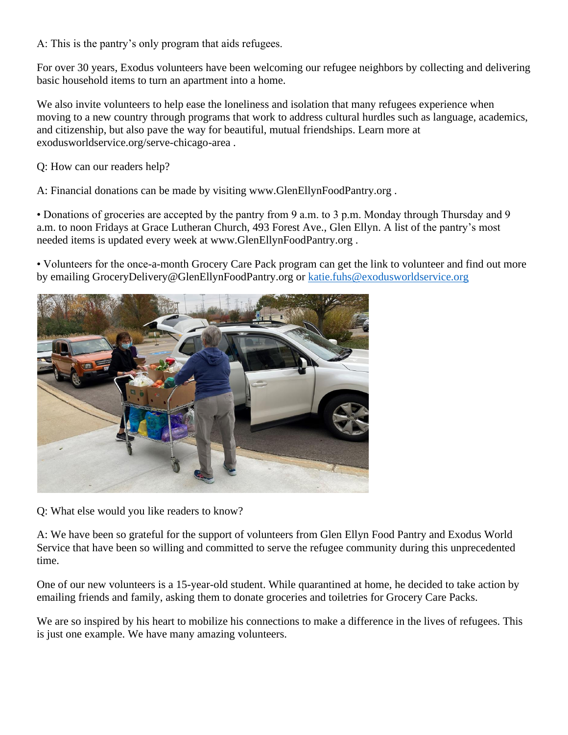A: This is the pantry's only program that aids refugees.

For over 30 years, Exodus volunteers have been welcoming our refugee neighbors by collecting and delivering basic household items to turn an apartment into a home.

We also invite volunteers to help ease the loneliness and isolation that many refugees experience when moving to a new country through programs that work to address cultural hurdles such as language, academics, and citizenship, but also pave the way for beautiful, mutual friendships. Learn more at exodusworldservice.org/serve-chicago-area .

Q: How can our readers help?

A: Financial donations can be made by visiting www.GlenEllynFoodPantry.org .

• Donations of groceries are accepted by the pantry from 9 a.m. to 3 p.m. Monday through Thursday and 9 a.m. to noon Fridays at Grace Lutheran Church, 493 Forest Ave., Glen Ellyn. A list of the pantry's most needed items is updated every week at www.GlenEllynFoodPantry.org .

• Volunteers for the once-a-month Grocery Care Pack program can get the link to volunteer and find out more by emailing GroceryDelivery@GlenEllynFoodPantry.org or [katie.fuhs@exodusworldservice.org](mailto:katie.fuhs@exodusworldservice.org)

Q: What else would you like readers to know?

A: We have been so grateful for the support of volunteers from Glen Ellyn Food Pantry and Exodus World Service that have been so willing and committed to serve the refugee community during this unprecedented time.

One of our new volunteers is a 15-year-old student. While quarantined at home, he decided to take action by emailing friends and family, asking them to donate groceries and toiletries for Grocery Care Packs.

We are so inspired by his heart to mobilize his connections to make a difference in the lives of refugees. This is just one example. We have many amazing volunteers.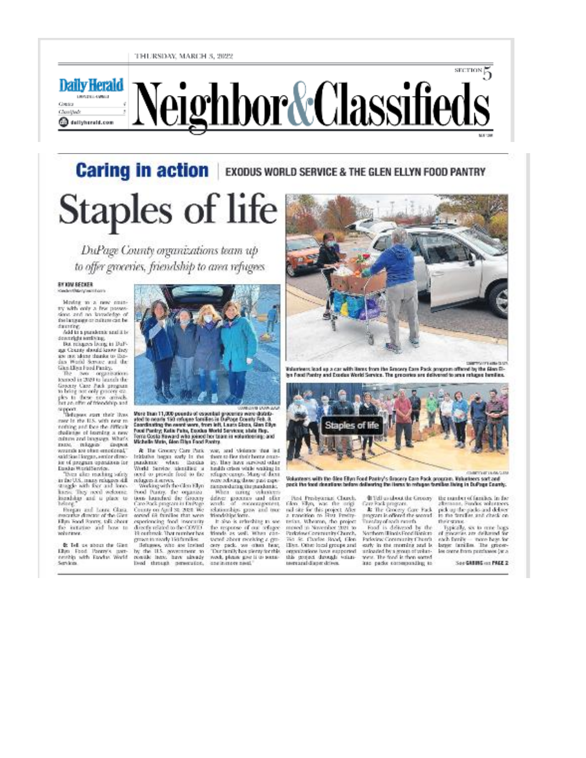# Caring in action | EXODUS WORLD SERVICE & THE GLEN ELLYN FOOD PANTRY

# Staples of life

*DuPage County organizations team up to offer groceries, friendship to area refugees*

BY KIM BECKER

Moving to a new country with only a few possessions and no knowledge of the language or culture can be daunting.

Add in a pandemic and it is downright terrifying.

But refugees living in DuPage County should know they are not alone thanks to Exodus World Service and the Glen Ellyn Food Pantry.

The two organizations teamed in 2020 to launch the Grocery Care Pack program to bring not only grocery staples to these new arrivals, but an offer of friendship and support.

"Refugees start their lives over in the U.S. with next to nothing and face the difficult challenge of learning a new culture and language. What's more, refugees' deepest wounds are often emotional," said Sue Hoggan, senior director of program operations for Exodus World Service.

"Even after reaching safety in the U.S., many refugees still struggle with fear and loneliness. They need welcome, friendship and a place to belong."

Hoggan and Laura Glass, executive director of the Glen Ellyn Food Pantry, talk about the initiative and how to volunteer.

**Q:** Tell us about the Glen Ellyn Food Pantry's partnership with Exodus World Service.

More than 11,000 pounds of essential groceries were distributed to nearly 150 refugee families in DuPage County Feb. 8. Coordinating the event were, from left, Laura Glass, Glen Ellyn Food Pantry; Katie Potts, Exodus World Service; state Rep. Terra Costa Howard who joined her team in volunteering; and Michelle Main, Glen Ellyn Food Pantry.

**A:** The Grocery Care Pack initiative began early in the pandemic when Exodus World Service identified a need to provide food to the refugees it serves.

Working with the Glen Ellyn Food Pantry, the organizations launched the Grocery Care Pack program in DuPage County on April 30, 2020. We served 68 families that were experiencing food insecurity directly related to the COVID-19 outbreak. That number has grown to nearly 150 families.

Refugees, who are invited by the U.S. government to resettle here, have already lived through persecution, war, and violence that led them to flee their home country. They have survived other health crises while waiting in refugee camps. Many of them were reliving those past experiences during the pandemic.

When caring volunteers deliver groceries and offer words of encouragement, relationships grow and true friendships form.

It also is refreshing to see the response of our refugee friends as well. When contacted about receiving a grocery pack, we often hear, "Our family has plenty for this week, please give it to someone in more need."

Volunteers load up a car with items from the Grocery Care Pack program offered by the Glen Ellyn Food Pantry and Exodus World Service. The groceries are delivered to area refugee families.

Volunteers with the Glen Ellyn Food Pantry's Grocery Care Pack program. Volunteers sort and pack the food donations before delivering the items to refugee families living in DuPage County.

First Presbyterian Church, Glen Ellyn, was the original site for this project. After a transition to First Presbyterian, Wheaton, the project moved in November 2021 to Parkview Community Church, 750 St. Charles Road, Glen Ellyn. Other local groups and organizations have supported this project through volunteers and diaper drives.

**Q:** Tell us about the Grocery Care Pack program.

**A:** The Grocery Care Pack program is offered the second Tuesday of each month.

Food is delivered by the Northern Illinois Food Bank to Parkview Community Church early in the morning and is unloaded by a group of volunteers. The food is then sorted into packs corresponding to the number of families. In the afternoon, Exodus volunteers pick up the packs and deliver to the families and check on their status.

Typically, six to nine bags of groceries are delivered for each family — more bags for larger families. The groceries come from purchases [at a

See GIVING on PAGE 2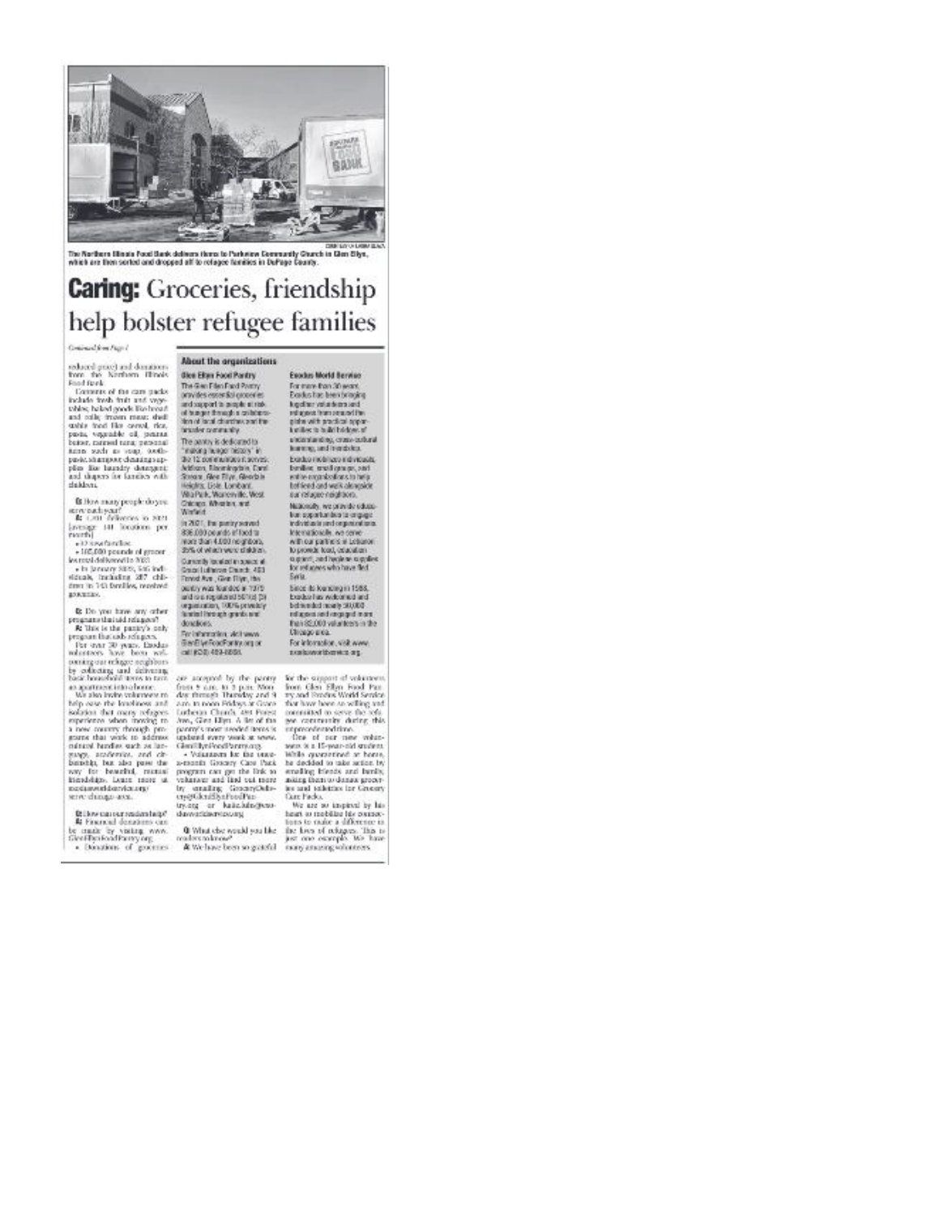The Northern Illinois Food Bank delivers items to Parkview Community Church in Glen Ellyn, which are then sorted and dropped off to refugee families in DuPage County.

# **Caring:** Groceries, friendship help bolster refugee families

*Continued from Page 1*

reduced price) and donations from the Northern Illinois Food Bank.

Contents of the care packs include fresh fruit and vegetables; baked goods like bread and rolls; frozen meat; shelf stable food like cereal, rice, pasta, vegetable oil, peanut butter, canned tuna; personal items such as soap, toothpaste, shampoo; cleaning supplies like laundry detergent; and diapers for families with children.

**Q:** How many people do you serve each year?

**A:** 1,901 deliveries in 2021 (average 141 locations per month)

- 17 new families
- 105,000 pounds of groceries delivered in 2021
- In January 2022, 516 individuals, including 287 children in 143 families, received groceries.

**Q:** Do you have any other programs that aid refugees?

**A:** This is the pantry's only program that aids refugees.

For over 30 years, Exodus volunteers have been welcoming our refugee neighbors by collecting and delivering basic household items to turn an apartment into a home.

We also invite volunteers to help ease the loneliness and isolation that many refugees experience when moving to a new country through programs that work to address cultural hurdles such as language, academics, and citizenship, but also pave the way for beautiful, mutual friendships. Learn more at exodusworldservice.org/serve-chicago-area.

**Q:** How can our readers help?

**A:** Financial donations can be made by visiting www.GlenEllynFoodPantry.org.

- Donations of groceries are accepted by the pantry from 9 a.m. to 3 p.m. Monday through Thursday and 9 a.m. to noon Fridays at Grace Lutheran Church, 493 Forest Ave., Glen Ellyn. A list of the pantry's most needed items is updated every week at www.GlenEllynFoodPantry.org.
- Volunteers for the once-a-month Grocery Care Pack program can get the link to volunteer and find out more by emailing GroceryDelivery@GlenEllynFoodPantry.org or katie.kuhn@exodusworldservice.org

**Q:** What else would you like readers to know?

**A:** We have been so grateful for the support of volunteers from Glen Ellyn Food Pantry and Exodus World Service that have been so willing and committed to serve the refugee community during this unprecedented time.

One of our new volunteers is a 15-year-old student. While quarantined at home, he decided to take action by emailing friends and family, asking them to donate groceries and toiletries for Grocery Care Packs.

We are so inspired by his heart to mobilize his connections to make a difference in the lives of refugees. This is just one example. We have many amazing volunteers.

## About the organizations

### Glen Ellyn Food Pantry

The Glen Ellyn Food Pantry provides essential groceries and support to people at risk of hunger through a collaboration of local churches and the broader community.

The pantry is dedicated to "making hunger history" in the 12 communities it serves: Addison, Bloomingdale, Carol Stream, Glen Ellyn, Glendale Heights, Lisle, Lombard, Villa Park, Warrenville, West Chicago, Wheaton, and Winfield.

In 2021, the pantry served 836,000 pounds of food to more than 4,000 neighbors, 35% of which were children.

Currently located in space at Grace Lutheran Church, 493 Forest Ave., Glen Ellyn, the pantry was founded in 1975 and is a registered 501(c)(3) organization, 100% privately funded through grants and donations.

For information, visit www.GlenEllynFoodPantry.org or call (630) 469-6068.

### Exodus World Service

For more than 30 years, Exodus has been bringing together volunteers and refugees from around the globe with practical opportunities to build bridges of understanding, cross-cultural learning, and friendship.

Exodus mobilizes individuals, families, small groups, and entire organizations to help befriend and walk alongside our refugee neighbors.

Nationally, we provide education opportunities to engage individuals and organizations. Internationally, we come with our partners in Lebanon to provide food, education support, and hygiene supplies for refugees who have fled Syria.

Since its founding in 1988, Exodus has welcomed and befriended nearly 50,000 refugees and engaged more than 82,000 volunteers in the Chicago area.

For information, visit www.exodusworldservice.org.